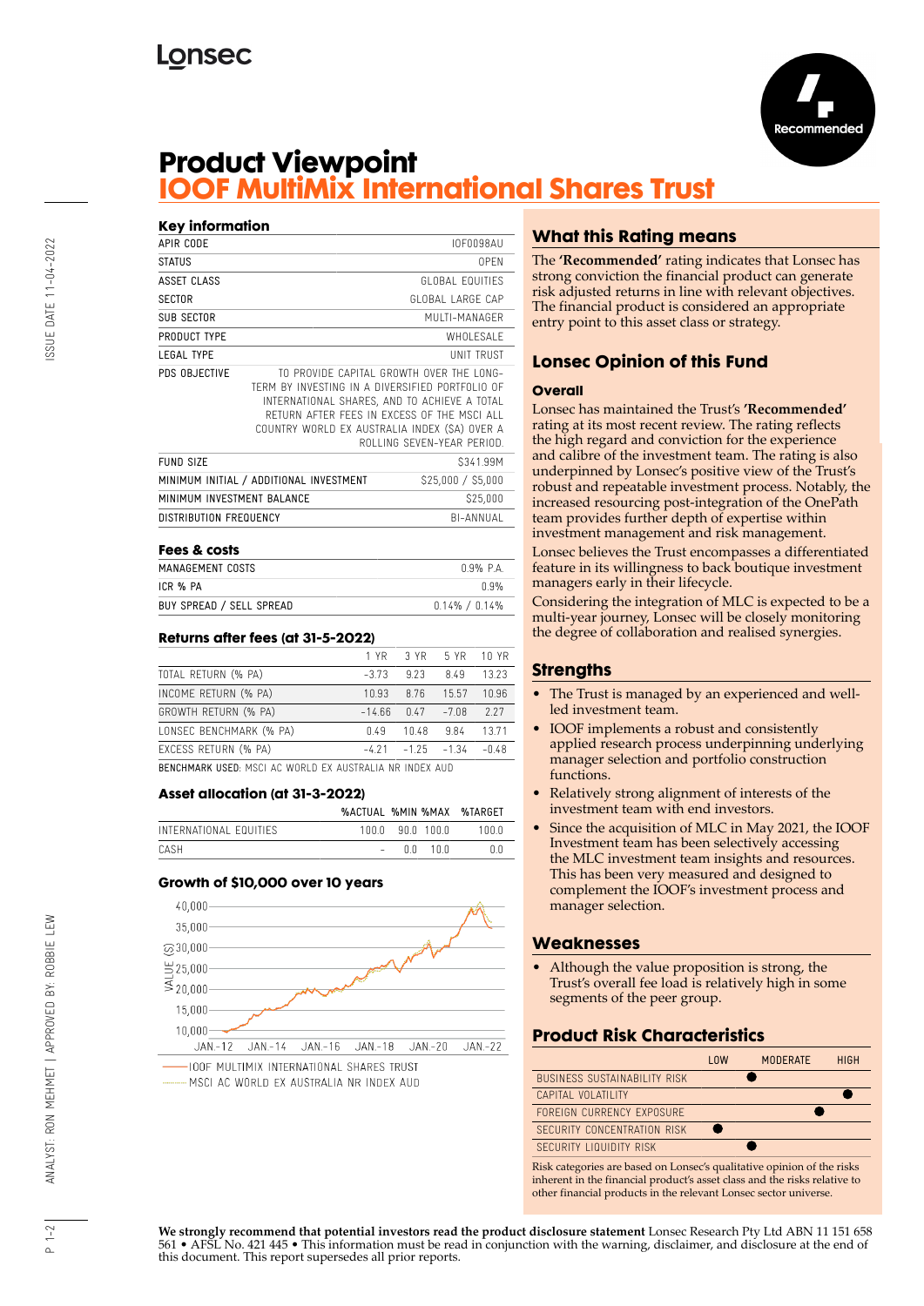Lonsec

Recommended

# Product Viewpoint
# IOOF MultiMix International Shares Trust

### Key information

| | |
|---|---|
| APIR CODE | IOF0098AU |
| STATUS | OPEN |
| ASSET CLASS | GLOBAL EQUITIES |
| SECTOR | GLOBAL LARGE CAP |
| SUB SECTOR | MULTI-MANAGER |
| PRODUCT TYPE | WHOLESALE |
| LEGAL TYPE | UNIT TRUST |
| PDS OBJECTIVE | TO PROVIDE CAPITAL GROWTH OVER THE LONG-TERM BY INVESTING IN A DIVERSIFIED PORTFOLIO OF INTERNATIONAL SHARES, AND TO ACHIEVE A TOTAL RETURN AFTER FEES IN EXCESS OF THE MSCI ALL COUNTRY WORLD EX AUSTRALIA INDEX ($A) OVER A ROLLING SEVEN-YEAR PERIOD. |
| FUND SIZE | $341.99M |
| MINIMUM INITIAL / ADDITIONAL INVESTMENT | $25,000 / $5,000 |
| MINIMUM INVESTMENT BALANCE | $25,000 |
| DISTRIBUTION FREQUENCY | BI-ANNUAL |

### Fees & costs

| | |
|---|---|
| MANAGEMENT COSTS | 0.9% P.A. |
| ICR % PA | 0.9% |
| BUY SPREAD / SELL SPREAD | 0.14% / 0.14% |

### Returns after fees (at 31-5-2022)

| | 1 YR | 3 YR | 5 YR | 10 YR |
|---|---|---|---|---|
| TOTAL RETURN (% PA) | -3.73 | 9.23 | 8.49 | 13.23 |
| INCOME RETURN (% PA) | 10.93 | 8.76 | 15.57 | 10.96 |
| GROWTH RETURN (% PA) | -14.66 | 0.47 | -7.08 | 2.27 |
| LONSEC BENCHMARK (% PA) | 0.49 | 10.48 | 9.84 | 13.71 |
| EXCESS RETURN (% PA) | -4.21 | -1.25 | -1.34 | -0.48 |

BENCHMARK USED: MSCI AC WORLD EX AUSTRALIA NR INDEX AUD

### Asset allocation (at 31-3-2022)

| | %ACTUAL | %MIN | %MAX | %TARGET |
|---|---|---|---|---|
| INTERNATIONAL EQUITIES | 100.0 | 90.0 | 100.0 | 100.0 |
| CASH | - | 0.0 | 10.0 | 0.0 |

### Growth of $10,000 over 10 years

VALUE ($): 10,000 – 40,000; JAN-12 to JAN-22

IOOF MULTIMIX INTERNATIONAL SHARES TRUST
MSCI AC WORLD EX AUSTRALIA NR INDEX AUD

## What this Rating means

The **'Recommended'** rating indicates that Lonsec has strong conviction the financial product can generate risk adjusted returns in line with relevant objectives. The financial product is considered an appropriate entry point to this asset class or strategy.

## Lonsec Opinion of this Fund

### Overall

Lonsec has maintained the Trust's **'Recommended'** rating at its most recent review. The rating reflects the high regard and conviction for the experience and calibre of the investment team. The rating is also underpinned by Lonsec's positive view of the Trust's robust and repeatable investment process. Notably, the increased resourcing post-integration of the OnePath team provides further depth of expertise within investment management and risk management.

Lonsec believes the Trust encompasses a differentiated feature in its willingness to back boutique investment managers early in their lifecycle.

Considering the integration of MLC is expected to be a multi-year journey, Lonsec will be closely monitoring the degree of collaboration and realised synergies.

## Strengths

- The Trust is managed by an experienced and well-led investment team.
- IOOF implements a robust and consistently applied research process underpinning underlying manager selection and portfolio construction functions.
- Relatively strong alignment of interests of the investment team with end investors.
- Since the acquisition of MLC in May 2021, the IOOF Investment team has been selectively accessing the MLC investment team insights and resources. This has been very measured and designed to complement the IOOF's investment process and manager selection.

## Weaknesses

- Although the value proposition is strong, the Trust's overall fee load is relatively high in some segments of the peer group.

## Product Risk Characteristics

| | LOW | | MODERATE | | HIGH |
|---|---|---|---|---|---|
| BUSINESS SUSTAINABILITY RISK | | ● | | | |
| CAPITAL VOLATILITY | | | | | ● |
| FOREIGN CURRENCY EXPOSURE | | | | ● | |
| SECURITY CONCENTRATION RISK | ● | | | | |
| SECURITY LIQUIDITY RISK | | ● | | | |

Risk categories are based on Lonsec's qualitative opinion of the risks inherent in the financial product's asset class and the risks relative to other financial products in the relevant Lonsec sector universe.

ISSUE DATE 11-04-2022

ANALYST: RON MEHMET | APPROVED BY: ROBBIE LEW

**We strongly recommend that potential investors read the product disclosure statement** Lonsec Research Pty Ltd ABN 11 151 658 561 • AFSL No. 421 445 • This information must be read in conjunction with the warning, disclaimer, and disclosure at the end of this document. This report supersedes all prior reports.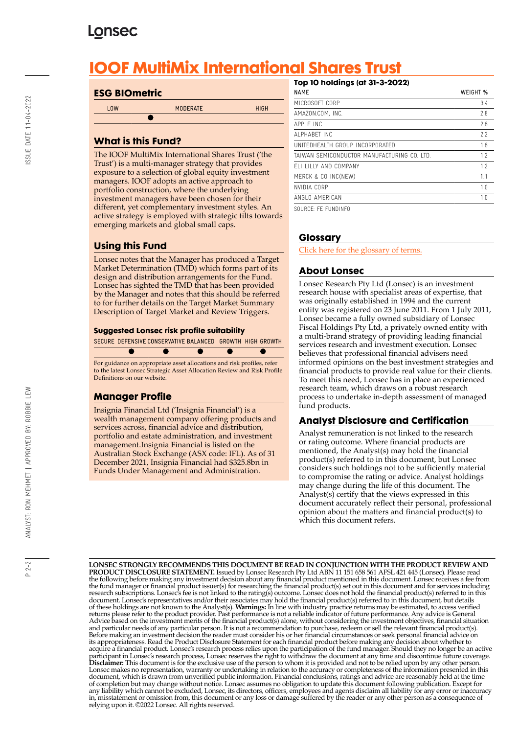# IOOF MultiMix International Shares Trust

## ESG BIOmetric

LOW MODERATE HIGH

## What is this Fund?

The IOOF MultiMix International Shares Trust ('the Trust') is a multi-manager strategy that provides exposure to a selection of global equity investment managers. IOOF adopts an active approach to portfolio construction, where the underlying investment managers have been chosen for their different, yet complementary investment styles. An active strategy is employed with strategic tilts towards emerging markets and global small caps.

## Using this Fund

Lonsec notes that the Manager has produced a Target Market Determination (TMD) which forms part of its design and distribution arrangements for the Fund. Lonsec has sighted the TMD that has been provided by the Manager and notes that this should be referred to for further details on the Target Market Summary Description of Target Market and Review Triggers.

### Suggested Lonsec risk profile suitability

SECURE DEFENSIVE CONSERVATIVE BALANCED GROWTH HIGH GROWTH

For guidance on appropriate asset allocations and risk profiles, refer to the latest Lonsec Strategic Asset Allocation Review and Risk Profile Definitions on our website.

## Manager Profile

Insignia Financial Ltd ('Insignia Financial') is a wealth management company offering products and services across, financial advice and distribution, portfolio and estate administration, and investment management.Insignia Financial is listed on the Australian Stock Exchange (ASX code: IFL). As of 31 December 2021, Insignia Financial had $325.8bn in Funds Under Management and Administration.

## Top 10 holdings (at 31-3-2022)

| NAME | WEIGHT % |
|---|---|
| MICROSOFT CORP | 3.4 |
| AMAZON.COM, INC. | 2.8 |
| APPLE INC | 2.6 |
| ALPHABET INC | 2.2 |
| UNITEDHEALTH GROUP INCORPORATED | 1.6 |
| TAIWAN SEMICONDUCTOR MANUFACTURING CO. LTD. | 1.2 |
| ELI LILLY AND COMPANY | 1.2 |
| MERCK & CO INC(NEW) | 1.1 |
| NVIDIA CORP | 1.0 |
| ANGLO AMERICAN | 1.0 |

SOURCE: FE FUNDINFO

## Glossary

Click here for the glossary of terms.

## About Lonsec

Lonsec Research Pty Ltd (Lonsec) is an investment research house with specialist areas of expertise, that was originally established in 1994 and the current entity was registered on 23 June 2011. From 1 July 2011, Lonsec became a fully owned subsidiary of Lonsec Fiscal Holdings Pty Ltd, a privately owned entity with a multi-brand strategy of providing leading financial services research and investment execution. Lonsec believes that professional financial advisers need informed opinions on the best investment strategies and financial products to provide real value for their clients. To meet this need, Lonsec has in place an experienced research team, which draws on a robust research process to undertake in-depth assessment of managed fund products.

## Analyst Disclosure and Certification

Analyst remuneration is not linked to the research or rating outcome. Where financial products are mentioned, the Analyst(s) may hold the financial product(s) referred to in this document, but Lonsec considers such holdings not to be sufficiently material to compromise the rating or advice. Analyst holdings may change during the life of this document. The Analyst(s) certify that the views expressed in this document accurately reflect their personal, professional opinion about the matters and financial product(s) to which this document refers.

**LONSEC STRONGLY RECOMMENDS THIS DOCUMENT BE READ IN CONJUNCTION WITH THE PRODUCT REVIEW AND PRODUCT DISCLOSURE STATEMENT.** Issued by Lonsec Research Pty Ltd ABN 11 151 658 561 AFSL 421 445 (Lonsec). Please read the following before making any investment decision about any financial product mentioned in this document. Lonsec receives a fee from the fund manager or financial product issuer(s) for researching the financial product(s) set out in this document and for services including research subscriptions. Lonsec's fee is not linked to the rating(s) outcome. Lonsec does not hold the financial product(s) referred to in this document. Lonsec's representatives and/or their associates may hold the financial product(s) referred to in this document, but details of these holdings are not known to the Analyst(s). **Warnings:** In line with industry practice returns may be estimated, to access verified returns please refer to the product provider. Past performance is not a reliable indicator of future performance. Any advice is General Advice based on the investment merits of the financial product(s) alone, without considering the investment objectives, financial situation and particular needs of any particular person. It is not a recommendation to purchase, redeem or sell the relevant financial product(s). Before making an investment decision the reader must consider his or her financial circumstances or seek personal financial advice on its appropriateness. Read the Product Disclosure Statement for each financial product before making any decision about whether to acquire a financial product. Lonsec's research process relies upon the participation of the fund manager. Should they no longer be an active participant in Lonsec's research process, Lonsec reserves the right to withdraw the document at any time and discontinue future coverage. **Disclaimer:** This document is for the exclusive use of the person to whom it is provided and not to be relied upon by any other person. Lonsec makes no representation, warranty or undertaking in relation to the accuracy or completeness of the information presented in this document, which is drawn from unverified public information. Financial conclusions, ratings and advice are reasonably held at the time of completion but may change without notice. Lonsec assumes no obligation to update this document following publication. Except for any liability which cannot be excluded, Lonsec, its directors, officers, employees and agents disclaim all liability for any error or inaccuracy in, misstatement or omission from, this document or any loss or damage suffered by the reader or any other person as a consequence of relying upon it. ©2022 Lonsec. All rights reserved.